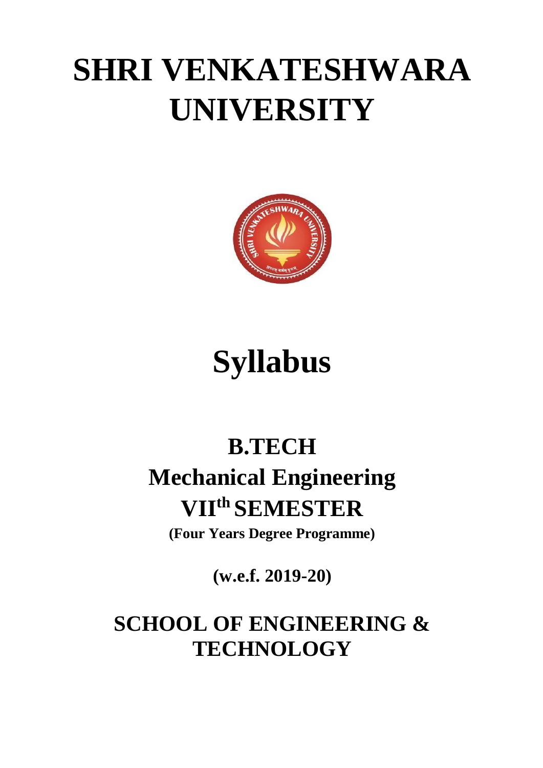# SHRI VENKATESHWARA UNIVERSITY

# Syllabus

## B.TECH
## Mechanical Engineering
## VII$^{th}$ SEMESTER

**(Four Years Degree Programme)**

**(w.e.f. 2019-20)**

## SCHOOL OF ENGINEERING & TECHNOLOGY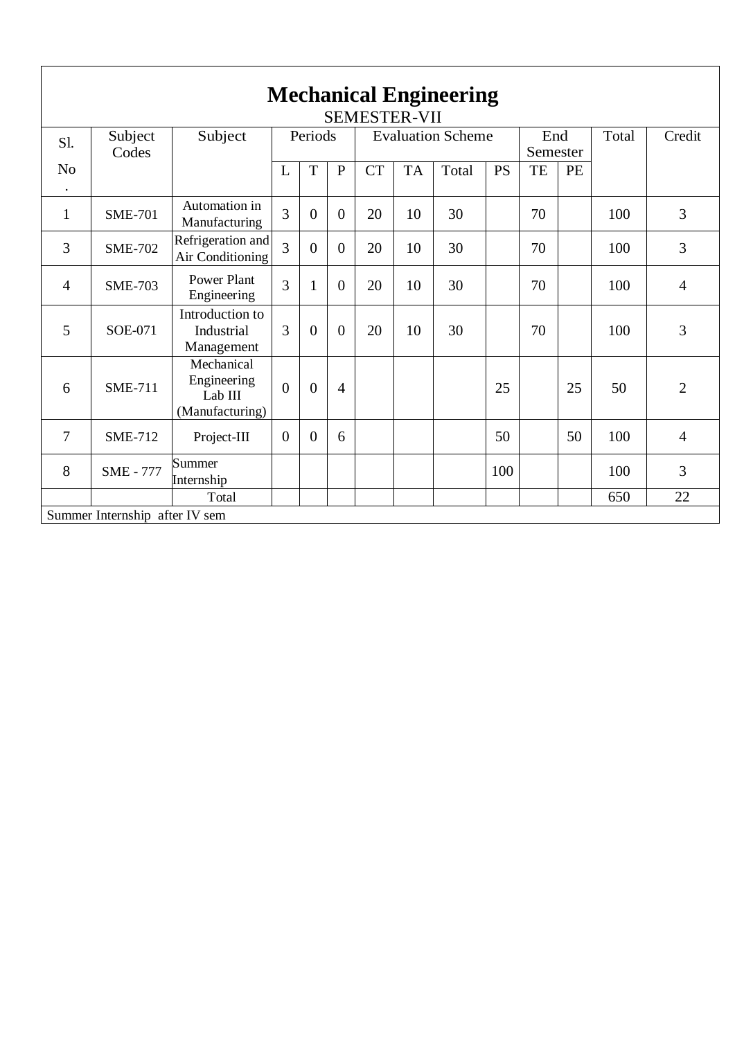# Mechanical Engineering

## SEMESTER-VII

| Sl. No. | Subject Codes | Subject | Periods | | | Evaluation Scheme | | | | End Semester | | Total | Credit |
|---|---|---|---|---|---|---|---|---|---|---|---|---|---|
| | | | L | T | P | CT | TA | Total | PS | TE | PE | | |
| 1 | SME-701 | Automation in Manufacturing | 3 | 0 | 0 | 20 | 10 | 30 | | 70 | | 100 | 3 |
| 3 | SME-702 | Refrigeration and Air Conditioning | 3 | 0 | 0 | 20 | 10 | 30 | | 70 | | 100 | 3 |
| 4 | SME-703 | Power Plant Engineering | 3 | 1 | 0 | 20 | 10 | 30 | | 70 | | 100 | 4 |
| 5 | SOE-071 | Introduction to Industrial Management | 3 | 0 | 0 | 20 | 10 | 30 | | 70 | | 100 | 3 |
| 6 | SME-711 | Mechanical Engineering Lab III (Manufacturing) | 0 | 0 | 4 | | | | 25 | | 25 | 50 | 2 |
| 7 | SME-712 | Project-III | 0 | 0 | 6 | | | | 50 | | 50 | 100 | 4 |
| 8 | SME - 777 | Summer Internship | | | | | | | 100 | | | 100 | 3 |
| | | Total | | | | | | | | | | 650 | 22 |

Summer Internship after IV sem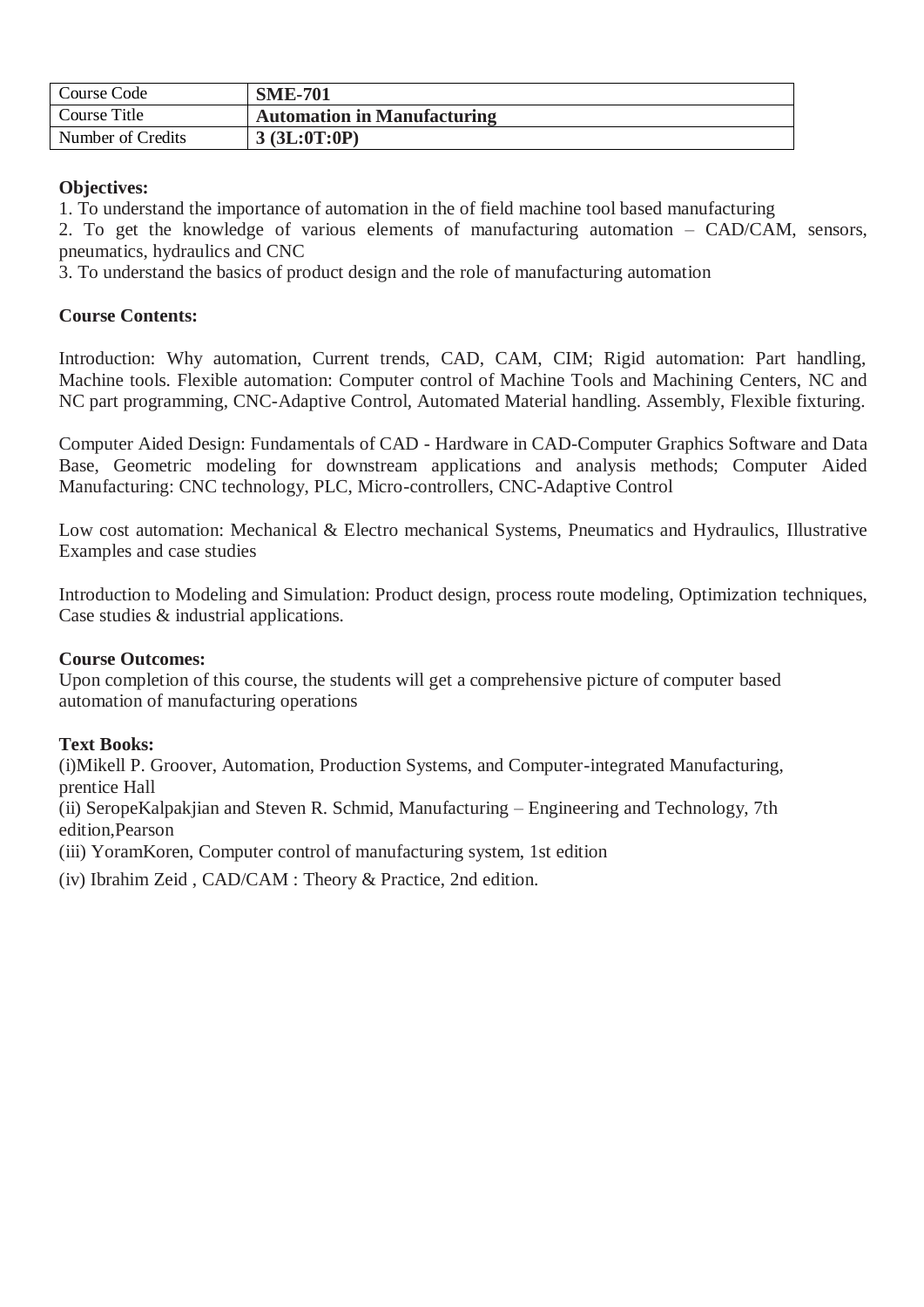| Course Code | **SME-701** |
|---|---|
| Course Title | **Automation in Manufacturing** |
| Number of Credits | **3 (3L:0T:0P)** |

**Objectives:**

1. To understand the importance of automation in the of field machine tool based manufacturing
2. To get the knowledge of various elements of manufacturing automation – CAD/CAM, sensors, pneumatics, hydraulics and CNC
3. To understand the basics of product design and the role of manufacturing automation

**Course Contents:**

Introduction: Why automation, Current trends, CAD, CAM, CIM; Rigid automation: Part handling, Machine tools. Flexible automation: Computer control of Machine Tools and Machining Centers, NC and NC part programming, CNC-Adaptive Control, Automated Material handling. Assembly, Flexible fixturing.

Computer Aided Design: Fundamentals of CAD - Hardware in CAD-Computer Graphics Software and Data Base, Geometric modeling for downstream applications and analysis methods; Computer Aided Manufacturing: CNC technology, PLC, Micro-controllers, CNC-Adaptive Control

Low cost automation: Mechanical & Electro mechanical Systems, Pneumatics and Hydraulics, Illustrative Examples and case studies

Introduction to Modeling and Simulation: Product design, process route modeling, Optimization techniques, Case studies & industrial applications.

**Course Outcomes:**

Upon completion of this course, the students will get a comprehensive picture of computer based automation of manufacturing operations

**Text Books:**

(i)Mikell P. Groover, Automation, Production Systems, and Computer-integrated Manufacturing, prentice Hall

(ii) SeropeKalpakjian and Steven R. Schmid, Manufacturing – Engineering and Technology, 7th edition,Pearson

(iii) YoramKoren, Computer control of manufacturing system, 1st edition

(iv) Ibrahim Zeid , CAD/CAM : Theory & Practice, 2nd edition.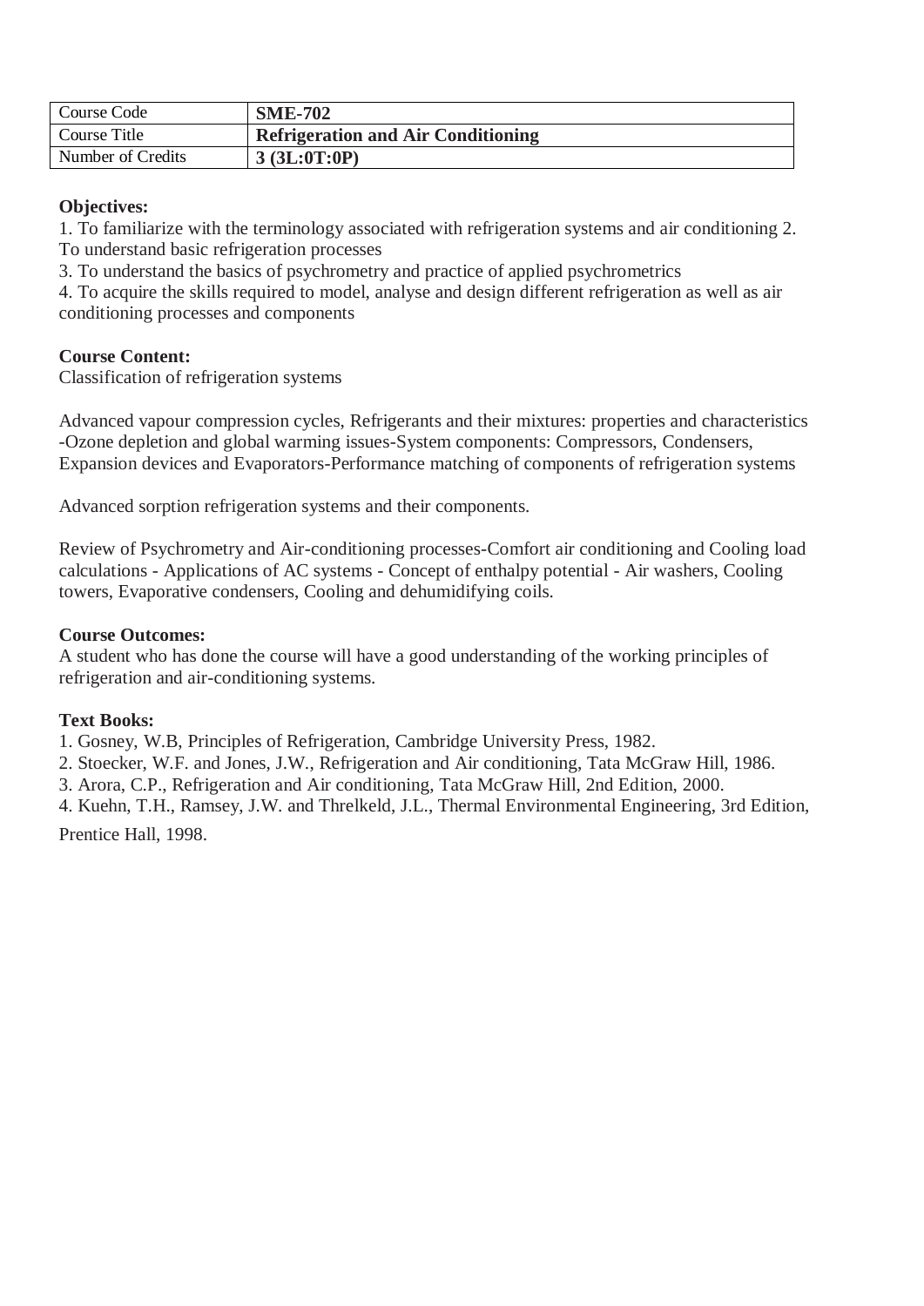| Course Code | **SME-702** |
|---|---|
| Course Title | **Refrigeration and Air Conditioning** |
| Number of Credits | **3 (3L:0T:0P)** |

**Objectives:**

1. To familiarize with the terminology associated with refrigeration systems and air conditioning 2. To understand basic refrigeration processes
3. To understand the basics of psychrometry and practice of applied psychrometrics
4. To acquire the skills required to model, analyse and design different refrigeration as well as air conditioning processes and components

**Course Content:**

Classification of refrigeration systems

Advanced vapour compression cycles, Refrigerants and their mixtures: properties and characteristics -Ozone depletion and global warming issues-System components: Compressors, Condensers, Expansion devices and Evaporators-Performance matching of components of refrigeration systems

Advanced sorption refrigeration systems and their components.

Review of Psychrometry and Air-conditioning processes-Comfort air conditioning and Cooling load calculations - Applications of AC systems - Concept of enthalpy potential - Air washers, Cooling towers, Evaporative condensers, Cooling and dehumidifying coils.

**Course Outcomes:**

A student who has done the course will have a good understanding of the working principles of refrigeration and air-conditioning systems.

**Text Books:**

1. Gosney, W.B, Principles of Refrigeration, Cambridge University Press, 1982.
2. Stoecker, W.F. and Jones, J.W., Refrigeration and Air conditioning, Tata McGraw Hill, 1986.
3. Arora, C.P., Refrigeration and Air conditioning, Tata McGraw Hill, 2nd Edition, 2000.
4. Kuehn, T.H., Ramsey, J.W. and Threlkeld, J.L., Thermal Environmental Engineering, 3rd Edition, Prentice Hall, 1998.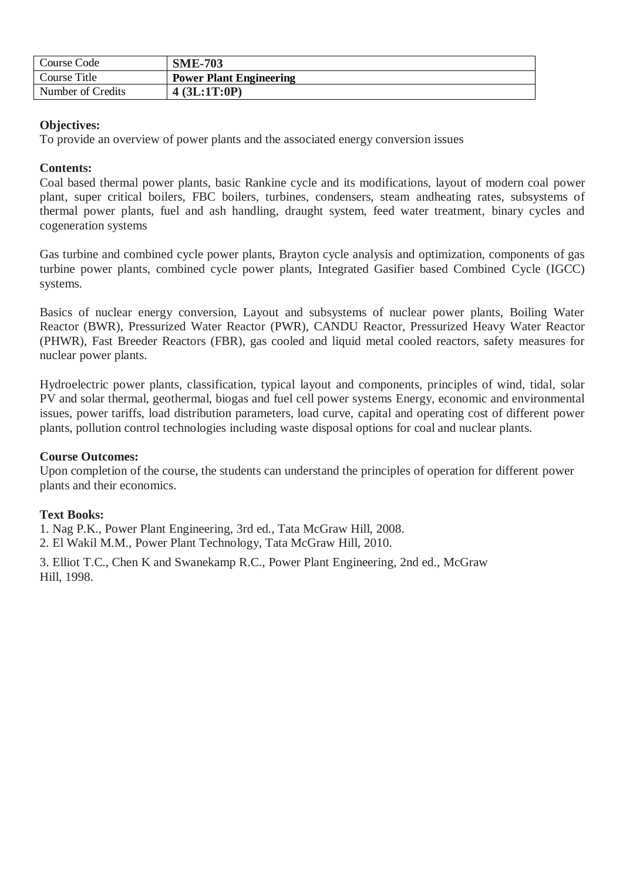| Course Code | **SME-703** |
|---|---|
| Course Title | **Power Plant Engineering** |
| Number of Credits | **4 (3L:1T:0P)** |

**Objectives:**
To provide an overview of power plants and the associated energy conversion issues

**Contents:**
Coal based thermal power plants, basic Rankine cycle and its modifications, layout of modern coal power plant, super critical boilers, FBC boilers, turbines, condensers, steam andheating rates, subsystems of thermal power plants, fuel and ash handling, draught system, feed water treatment, binary cycles and cogeneration systems

Gas turbine and combined cycle power plants, Brayton cycle analysis and optimization, components of gas turbine power plants, combined cycle power plants, Integrated Gasifier based Combined Cycle (IGCC) systems.

Basics of nuclear energy conversion, Layout and subsystems of nuclear power plants, Boiling Water Reactor (BWR), Pressurized Water Reactor (PWR), CANDU Reactor, Pressurized Heavy Water Reactor (PHWR), Fast Breeder Reactors (FBR), gas cooled and liquid metal cooled reactors, safety measures for nuclear power plants.

Hydroelectric power plants, classification, typical layout and components, principles of wind, tidal, solar PV and solar thermal, geothermal, biogas and fuel cell power systems Energy, economic and environmental issues, power tariffs, load distribution parameters, load curve, capital and operating cost of different power plants, pollution control technologies including waste disposal options for coal and nuclear plants.

**Course Outcomes:**
Upon completion of the course, the students can understand the principles of operation for different power plants and their economics.

**Text Books:**
1. Nag P.K., Power Plant Engineering, 3rd ed., Tata McGraw Hill, 2008.
2. El Wakil M.M., Power Plant Technology, Tata McGraw Hill, 2010.
3. Elliot T.C., Chen K and Swanekamp R.C., Power Plant Engineering, 2nd ed., McGraw Hill, 1998.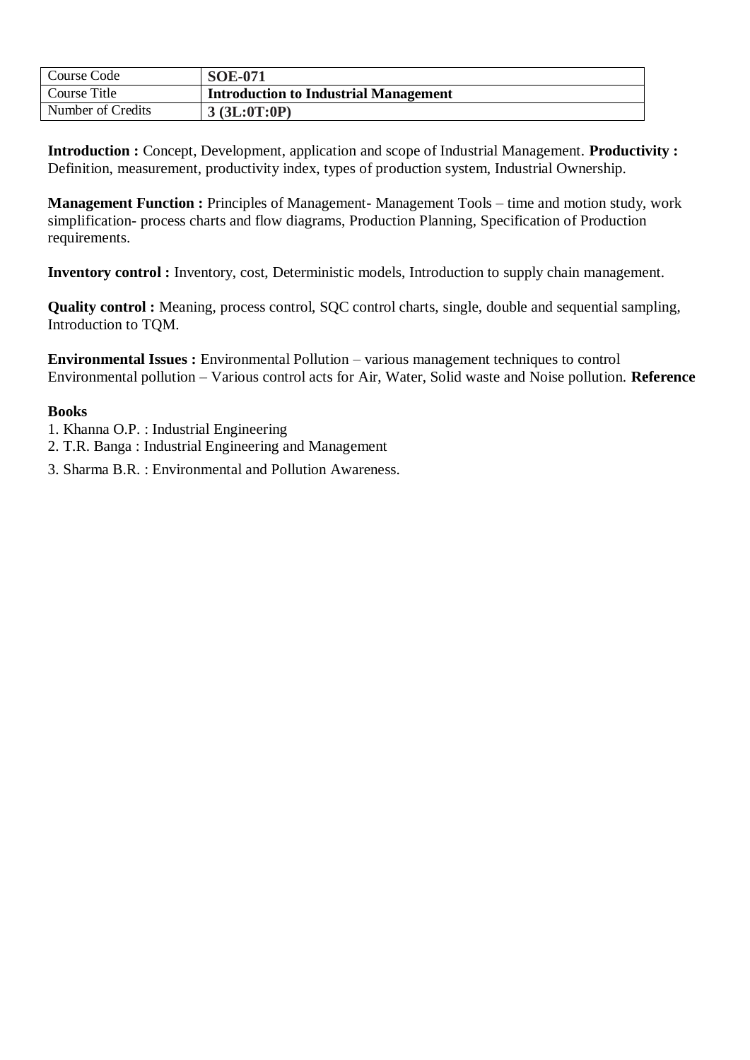| Course Code | **SOE-071** |
|---|---|
| Course Title | **Introduction to Industrial Management** |
| Number of Credits | **3 (3L:0T:0P)** |

**Introduction :** Concept, Development, application and scope of Industrial Management. **Productivity :** Definition, measurement, productivity index, types of production system, Industrial Ownership.

**Management Function :** Principles of Management- Management Tools – time and motion study, work simplification- process charts and flow diagrams, Production Planning, Specification of Production requirements.

**Inventory control :** Inventory, cost, Deterministic models, Introduction to supply chain management.

**Quality control :** Meaning, process control, SQC control charts, single, double and sequential sampling, Introduction to TQM.

**Environmental Issues :** Environmental Pollution – various management techniques to control Environmental pollution – Various control acts for Air, Water, Solid waste and Noise pollution.

**Reference Books**

1. Khanna O.P. : Industrial Engineering
2. T.R. Banga : Industrial Engineering and Management
3. Sharma B.R. : Environmental and Pollution Awareness.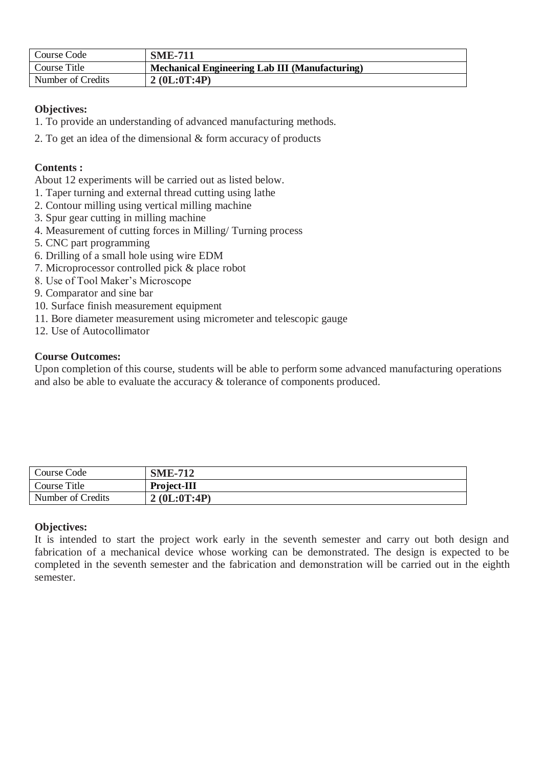| | |
|---|---|
| Course Code | **SME-711** |
| Course Title | **Mechanical Engineering Lab III (Manufacturing)** |
| Number of Credits | **2 (0L:0T:4P)** |

**Objectives:**

1. To provide an understanding of advanced manufacturing methods.
2. To get an idea of the dimensional & form accuracy of products

**Contents :**

About 12 experiments will be carried out as listed below.

1. Taper turning and external thread cutting using lathe
2. Contour milling using vertical milling machine
3. Spur gear cutting in milling machine
4. Measurement of cutting forces in Milling/ Turning process
5. CNC part programming
6. Drilling of a small hole using wire EDM
7. Microprocessor controlled pick & place robot
8. Use of Tool Maker's Microscope
9. Comparator and sine bar
10. Surface finish measurement equipment
11. Bore diameter measurement using micrometer and telescopic gauge
12. Use of Autocollimator

**Course Outcomes:**

Upon completion of this course, students will be able to perform some advanced manufacturing operations and also be able to evaluate the accuracy & tolerance of components produced.

| | |
|---|---|
| Course Code | **SME-712** |
| Course Title | **Project-III** |
| Number of Credits | **2 (0L:0T:4P)** |

**Objectives:**

It is intended to start the project work early in the seventh semester and carry out both design and fabrication of a mechanical device whose working can be demonstrated. The design is expected to be completed in the seventh semester and the fabrication and demonstration will be carried out in the eighth semester.